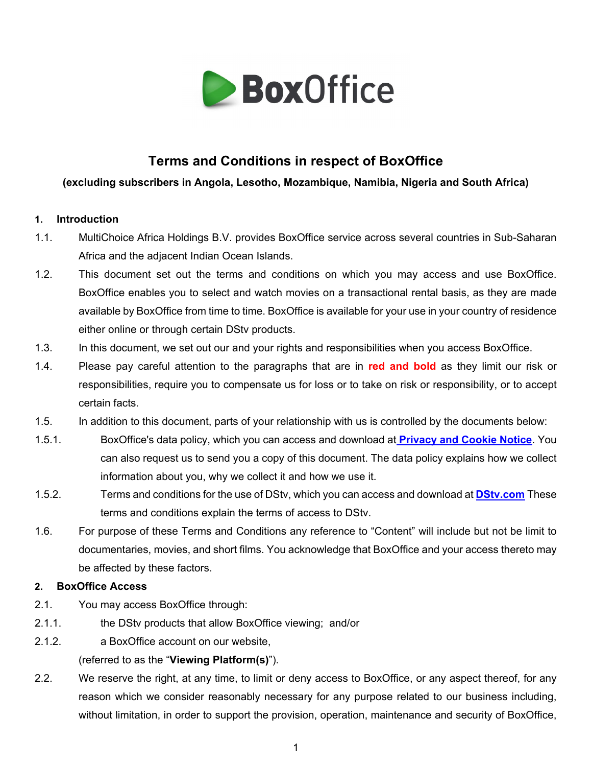# Terms and Conditions in respect of BoxOffice

**(excluding subscribers in Angola, Lesotho, Mozambique, Namibia, Nigeria and South Africa)**

## 1. Introduction

1.1. MultiChoice Africa Holdings B.V. provides BoxOffice service across several countries in Sub-Saharan Africa and the adjacent Indian Ocean Islands.

1.2. This document set out the terms and conditions on which you may access and use BoxOffice. BoxOffice enables you to select and watch movies on a transactional rental basis, as they are made available by BoxOffice from time to time. BoxOffice is available for your use in your country of residence either online or through certain DStv products.

1.3. In this document, we set out our and your rights and responsibilities when you access BoxOffice.

1.4. Please pay careful attention to the paragraphs that are in **red and bold** as they limit our risk or responsibilities, require you to compensate us for loss or to take on risk or responsibility, or to accept certain facts.

1.5. In addition to this document, parts of your relationship with us is controlled by the documents below:

1.5.1. BoxOffice's data policy, which you can access and download at **Privacy and Cookie Notice**. You can also request us to send you a copy of this document. The data policy explains how we collect information about you, why we collect it and how we use it.

1.5.2. Terms and conditions for the use of DStv, which you can access and download at **DStv.com** These terms and conditions explain the terms of access to DStv.

1.6. For purpose of these Terms and Conditions any reference to “Content” will include but not be limit to documentaries, movies, and short films. You acknowledge that BoxOffice and your access thereto may be affected by these factors.

## 2. BoxOffice Access

2.1. You may access BoxOffice through:

2.1.1. the DStv products that allow BoxOffice viewing; and/or

2.1.2. a BoxOffice account on our website,

(referred to as the “**Viewing Platform(s)**”).

2.2. We reserve the right, at any time, to limit or deny access to BoxOffice, or any aspect thereof, for any reason which we consider reasonably necessary for any purpose related to our business including, without limitation, in order to support the provision, operation, maintenance and security of BoxOffice,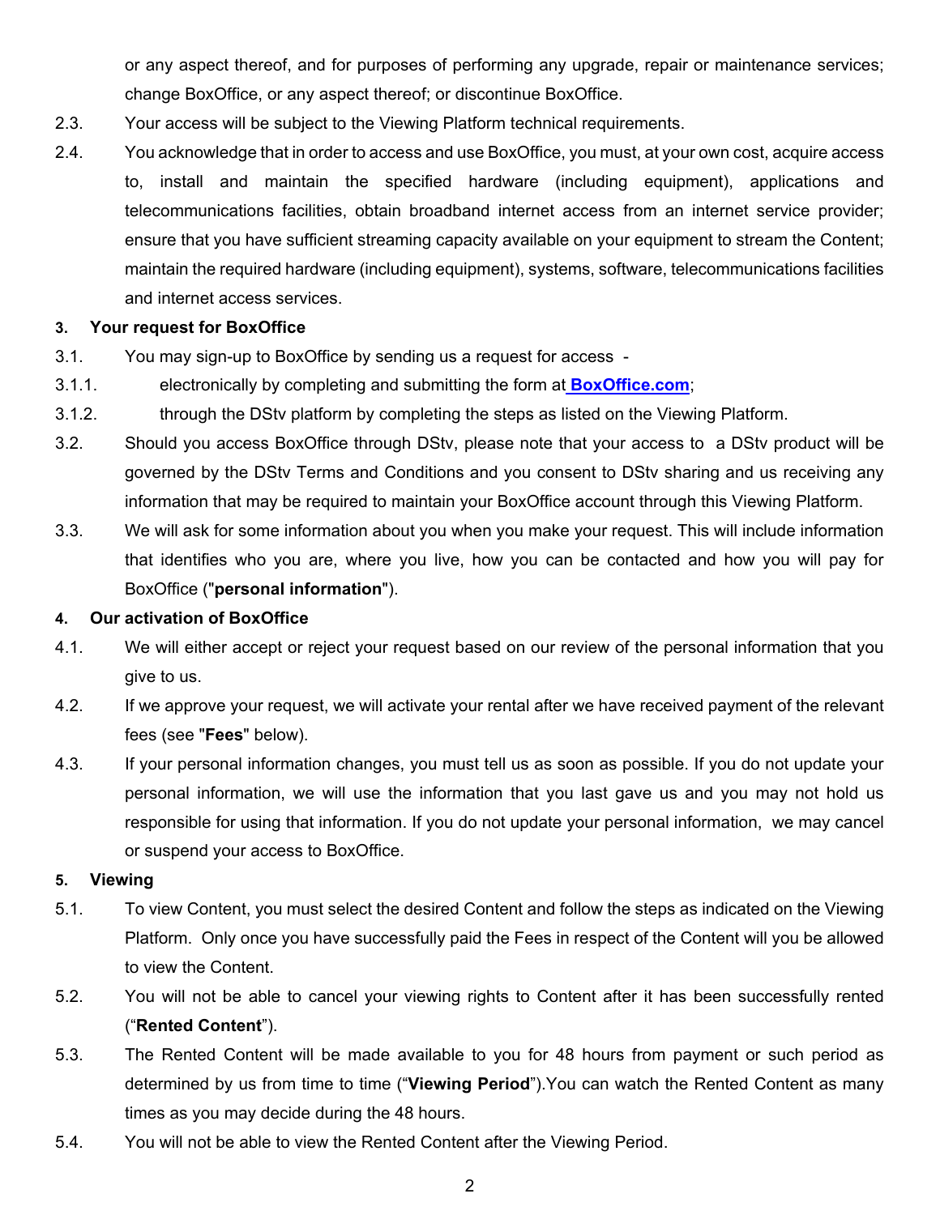or any aspect thereof, and for purposes of performing any upgrade, repair or maintenance services; change BoxOffice, or any aspect thereof; or discontinue BoxOffice.

2.3. Your access will be subject to the Viewing Platform technical requirements.

2.4. You acknowledge that in order to access and use BoxOffice, you must, at your own cost, acquire access to, install and maintain the specified hardware (including equipment), applications and telecommunications facilities, obtain broadband internet access from an internet service provider; ensure that you have sufficient streaming capacity available on your equipment to stream the Content; maintain the required hardware (including equipment), systems, software, telecommunications facilities and internet access services.

**3. Your request for BoxOffice**

3.1. You may sign-up to BoxOffice by sending us a request for access -

3.1.1. electronically by completing and submitting the form at **BoxOffice.com**;

3.1.2. through the DStv platform by completing the steps as listed on the Viewing Platform.

3.2. Should you access BoxOffice through DStv, please note that your access to a DStv product will be governed by the DStv Terms and Conditions and you consent to DStv sharing and us receiving any information that may be required to maintain your BoxOffice account through this Viewing Platform.

3.3. We will ask for some information about you when you make your request. This will include information that identifies who you are, where you live, how you can be contacted and how you will pay for BoxOffice ("**personal information**").

**4. Our activation of BoxOffice**

4.1. We will either accept or reject your request based on our review of the personal information that you give to us.

4.2. If we approve your request, we will activate your rental after we have received payment of the relevant fees (see "**Fees**" below).

4.3. If your personal information changes, you must tell us as soon as possible. If you do not update your personal information, we will use the information that you last gave us and you may not hold us responsible for using that information. If you do not update your personal information, we may cancel or suspend your access to BoxOffice.

**5. Viewing**

5.1. To view Content, you must select the desired Content and follow the steps as indicated on the Viewing Platform. Only once you have successfully paid the Fees in respect of the Content will you be allowed to view the Content.

5.2. You will not be able to cancel your viewing rights to Content after it has been successfully rented ("**Rented Content**").

5.3. The Rented Content will be made available to you for 48 hours from payment or such period as determined by us from time to time ("**Viewing Period**").You can watch the Rented Content as many times as you may decide during the 48 hours.

5.4. You will not be able to view the Rented Content after the Viewing Period.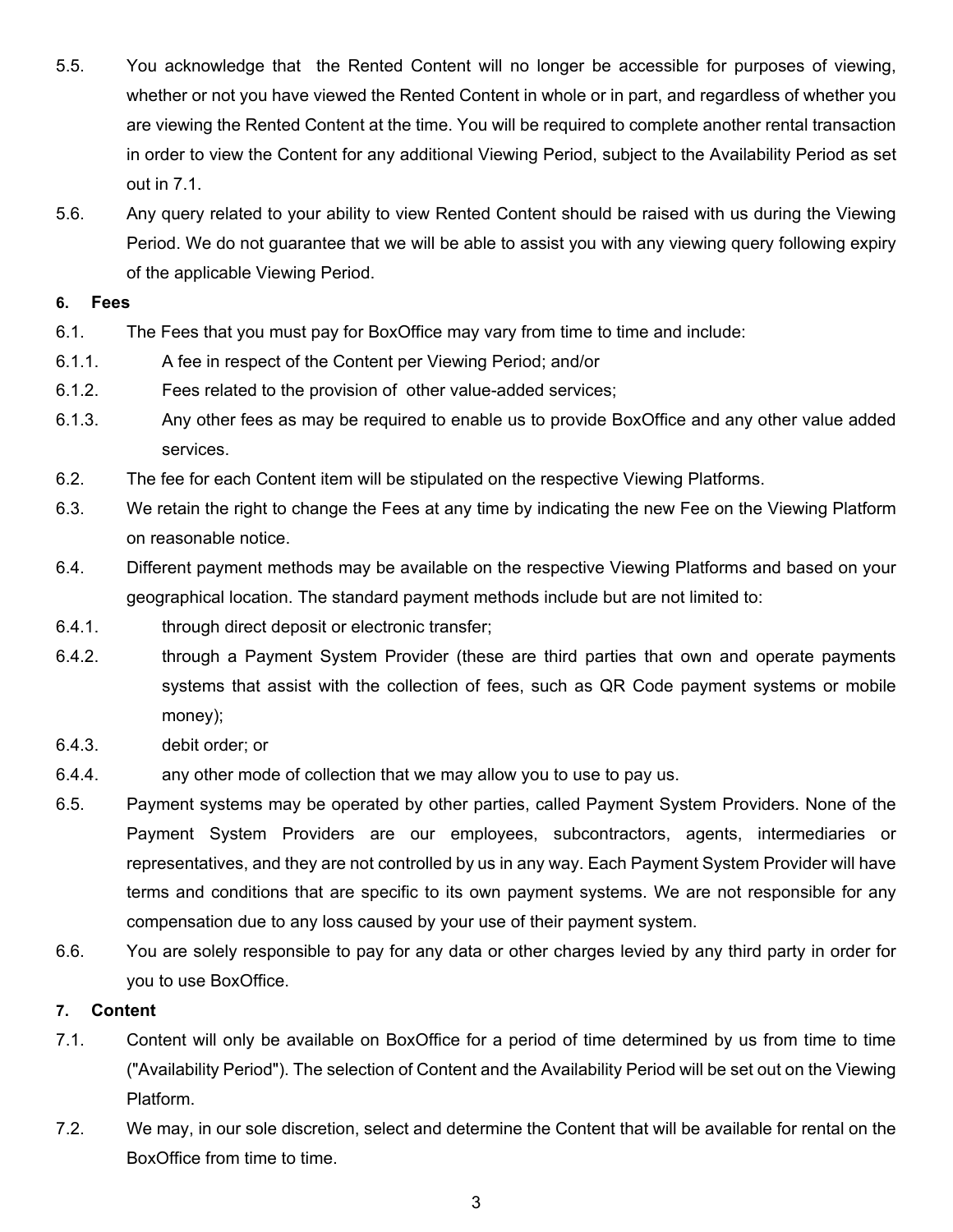5.5. You acknowledge that the Rented Content will no longer be accessible for purposes of viewing, whether or not you have viewed the Rented Content in whole or in part, and regardless of whether you are viewing the Rented Content at the time. You will be required to complete another rental transaction in order to view the Content for any additional Viewing Period, subject to the Availability Period as set out in 7.1.

5.6. Any query related to your ability to view Rented Content should be raised with us during the Viewing Period. We do not guarantee that we will be able to assist you with any viewing query following expiry of the applicable Viewing Period.

**6. Fees**

6.1. The Fees that you must pay for BoxOffice may vary from time to time and include:

6.1.1. A fee in respect of the Content per Viewing Period; and/or

6.1.2. Fees related to the provision of other value-added services;

6.1.3. Any other fees as may be required to enable us to provide BoxOffice and any other value added services.

6.2. The fee for each Content item will be stipulated on the respective Viewing Platforms.

6.3. We retain the right to change the Fees at any time by indicating the new Fee on the Viewing Platform on reasonable notice.

6.4. Different payment methods may be available on the respective Viewing Platforms and based on your geographical location. The standard payment methods include but are not limited to:

6.4.1. through direct deposit or electronic transfer;

6.4.2. through a Payment System Provider (these are third parties that own and operate payments systems that assist with the collection of fees, such as QR Code payment systems or mobile money);

6.4.3. debit order; or

6.4.4. any other mode of collection that we may allow you to use to pay us.

6.5. Payment systems may be operated by other parties, called Payment System Providers. None of the Payment System Providers are our employees, subcontractors, agents, intermediaries or representatives, and they are not controlled by us in any way. Each Payment System Provider will have terms and conditions that are specific to its own payment systems. We are not responsible for any compensation due to any loss caused by your use of their payment system.

6.6. You are solely responsible to pay for any data or other charges levied by any third party in order for you to use BoxOffice.

**7. Content**

7.1. Content will only be available on BoxOffice for a period of time determined by us from time to time ("Availability Period"). The selection of Content and the Availability Period will be set out on the Viewing Platform.

7.2. We may, in our sole discretion, select and determine the Content that will be available for rental on the BoxOffice from time to time.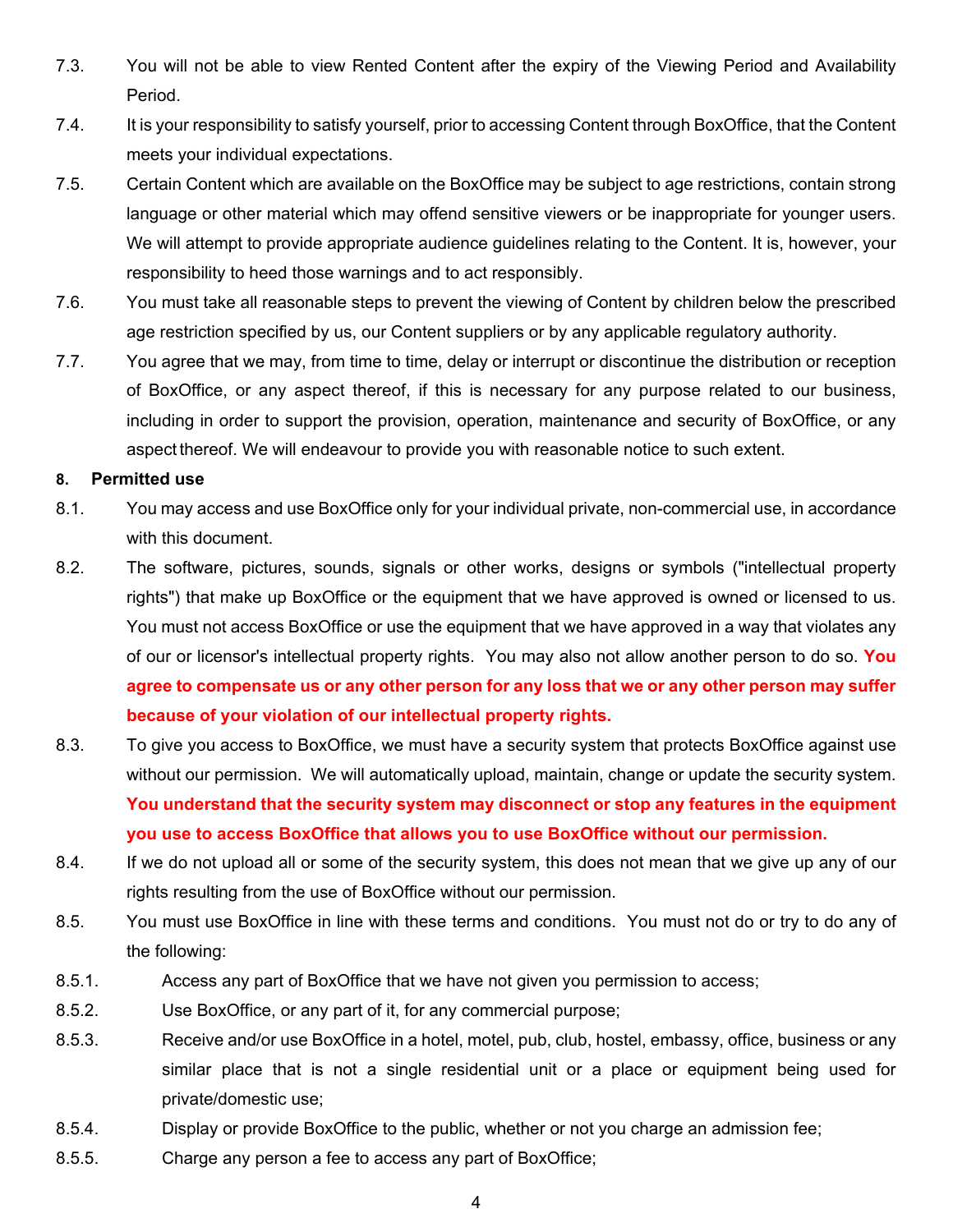7.3. You will not be able to view Rented Content after the expiry of the Viewing Period and Availability Period.

7.4. It is your responsibility to satisfy yourself, prior to accessing Content through BoxOffice, that the Content meets your individual expectations.

7.5. Certain Content which are available on the BoxOffice may be subject to age restrictions, contain strong language or other material which may offend sensitive viewers or be inappropriate for younger users. We will attempt to provide appropriate audience guidelines relating to the Content. It is, however, your responsibility to heed those warnings and to act responsibly.

7.6. You must take all reasonable steps to prevent the viewing of Content by children below the prescribed age restriction specified by us, our Content suppliers or by any applicable regulatory authority.

7.7. You agree that we may, from time to time, delay or interrupt or discontinue the distribution or reception of BoxOffice, or any aspect thereof, if this is necessary for any purpose related to our business, including in order to support the provision, operation, maintenance and security of BoxOffice, or any aspect thereof. We will endeavour to provide you with reasonable notice to such extent.

**8. Permitted use**

8.1. You may access and use BoxOffice only for your individual private, non-commercial use, in accordance with this document.

8.2. The software, pictures, sounds, signals or other works, designs or symbols ("intellectual property rights") that make up BoxOffice or the equipment that we have approved is owned or licensed to us. You must not access BoxOffice or use the equipment that we have approved in a way that violates any of our or licensor's intellectual property rights. You may also not allow another person to do so. **You agree to compensate us or any other person for any loss that we or any other person may suffer because of your violation of our intellectual property rights.**

8.3. To give you access to BoxOffice, we must have a security system that protects BoxOffice against use without our permission. We will automatically upload, maintain, change or update the security system. **You understand that the security system may disconnect or stop any features in the equipment you use to access BoxOffice that allows you to use BoxOffice without our permission.**

8.4. If we do not upload all or some of the security system, this does not mean that we give up any of our rights resulting from the use of BoxOffice without our permission.

8.5. You must use BoxOffice in line with these terms and conditions. You must not do or try to do any of the following:

8.5.1. Access any part of BoxOffice that we have not given you permission to access;

8.5.2. Use BoxOffice, or any part of it, for any commercial purpose;

8.5.3. Receive and/or use BoxOffice in a hotel, motel, pub, club, hostel, embassy, office, business or any similar place that is not a single residential unit or a place or equipment being used for private/domestic use;

8.5.4. Display or provide BoxOffice to the public, whether or not you charge an admission fee;

8.5.5. Charge any person a fee to access any part of BoxOffice;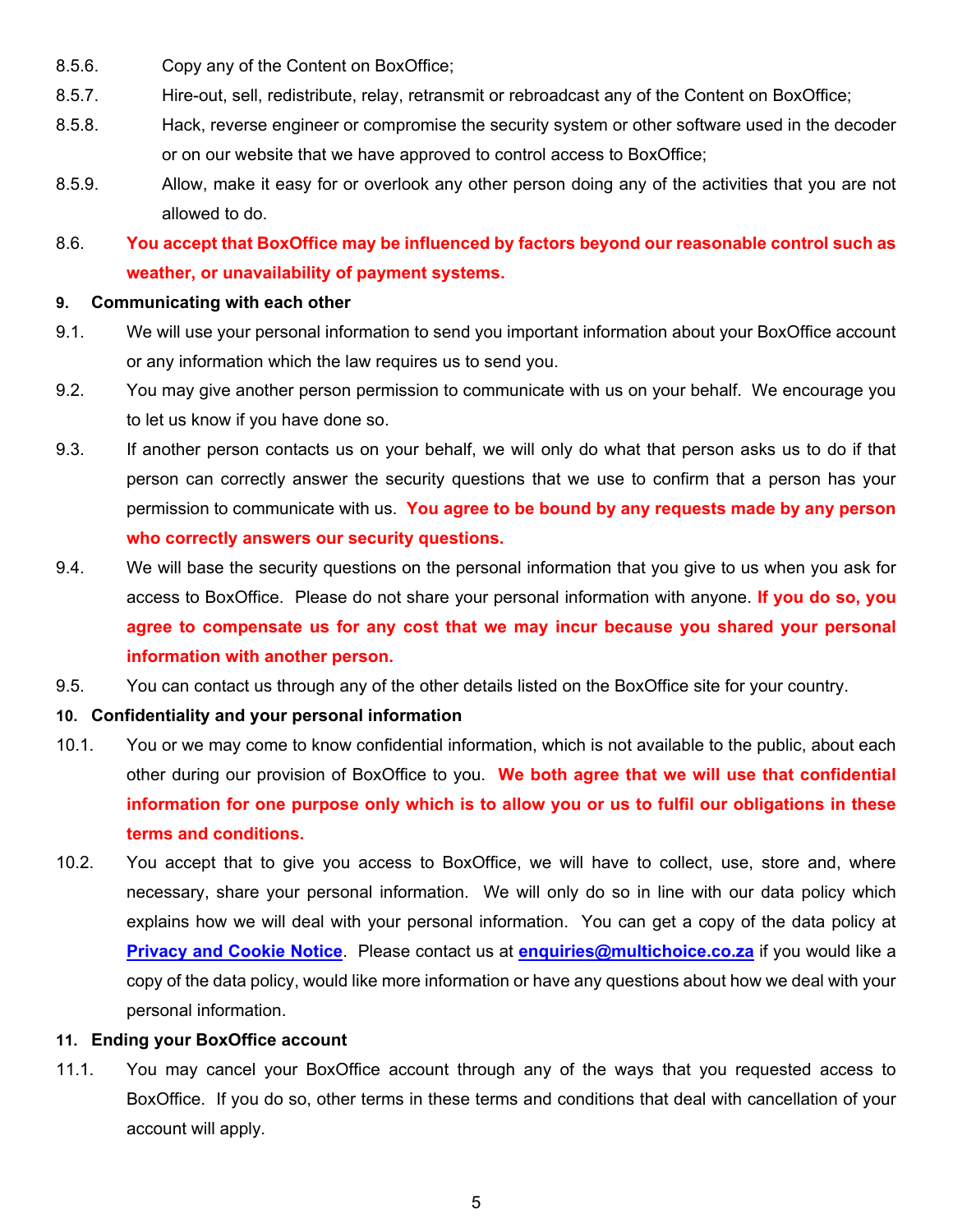8.5.6. Copy any of the Content on BoxOffice;

8.5.7. Hire-out, sell, redistribute, relay, retransmit or rebroadcast any of the Content on BoxOffice;

8.5.8. Hack, reverse engineer or compromise the security system or other software used in the decoder or on our website that we have approved to control access to BoxOffice;

8.5.9. Allow, make it easy for or overlook any other person doing any of the activities that you are not allowed to do.

8.6. **You accept that BoxOffice may be influenced by factors beyond our reasonable control such as weather, or unavailability of payment systems.**

**9. Communicating with each other**

9.1. We will use your personal information to send you important information about your BoxOffice account or any information which the law requires us to send you.

9.2. You may give another person permission to communicate with us on your behalf. We encourage you to let us know if you have done so.

9.3. If another person contacts us on your behalf, we will only do what that person asks us to do if that person can correctly answer the security questions that we use to confirm that a person has your permission to communicate with us. **You agree to be bound by any requests made by any person who correctly answers our security questions.**

9.4. We will base the security questions on the personal information that you give to us when you ask for access to BoxOffice. Please do not share your personal information with anyone. **If you do so, you agree to compensate us for any cost that we may incur because you shared your personal information with another person.**

9.5. You can contact us through any of the other details listed on the BoxOffice site for your country.

**10. Confidentiality and your personal information**

10.1. You or we may come to know confidential information, which is not available to the public, about each other during our provision of BoxOffice to you. **We both agree that we will use that confidential information for one purpose only which is to allow you or us to fulfil our obligations in these terms and conditions.**

10.2. You accept that to give you access to BoxOffice, we will have to collect, use, store and, where necessary, share your personal information. We will only do so in line with our data policy which explains how we will deal with your personal information. You can get a copy of the data policy at **Privacy and Cookie Notice**. Please contact us at **enquiries@multichoice.co.za** if you would like a copy of the data policy, would like more information or have any questions about how we deal with your personal information.

**11. Ending your BoxOffice account**

11.1. You may cancel your BoxOffice account through any of the ways that you requested access to BoxOffice. If you do so, other terms in these terms and conditions that deal with cancellation of your account will apply.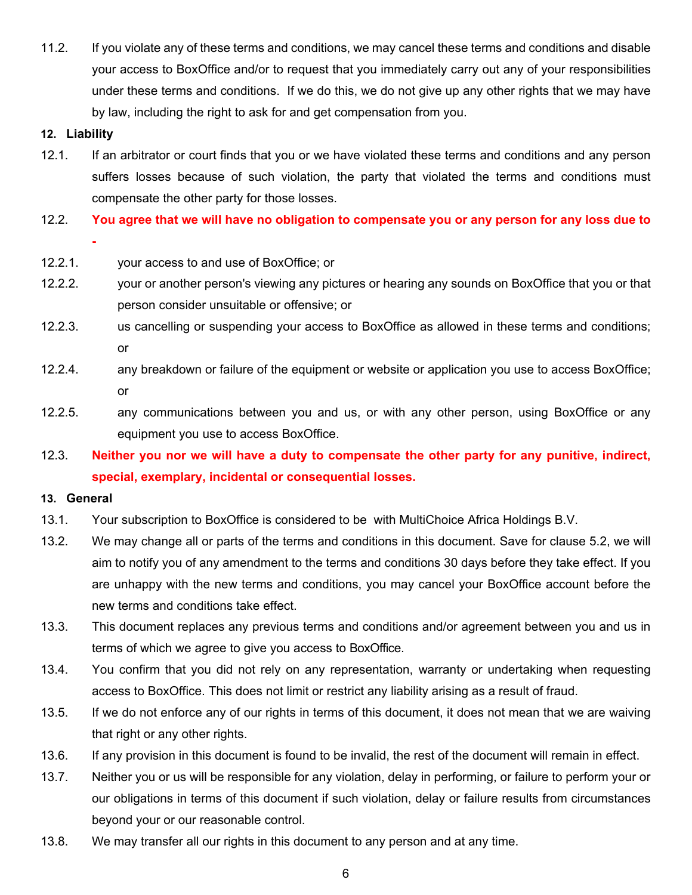11.2. If you violate any of these terms and conditions, we may cancel these terms and conditions and disable your access to BoxOffice and/or to request that you immediately carry out any of your responsibilities under these terms and conditions. If we do this, we do not give up any other rights that we may have by law, including the right to ask for and get compensation from you.

**12. Liability**

12.1. If an arbitrator or court finds that you or we have violated these terms and conditions and any person suffers losses because of such violation, the party that violated the terms and conditions must compensate the other party for those losses.

12.2. **You agree that we will have no obligation to compensate you or any person for any loss due to -**

12.2.1. your access to and use of BoxOffice; or

12.2.2. your or another person's viewing any pictures or hearing any sounds on BoxOffice that you or that person consider unsuitable or offensive; or

12.2.3. us cancelling or suspending your access to BoxOffice as allowed in these terms and conditions; or

12.2.4. any breakdown or failure of the equipment or website or application you use to access BoxOffice; or

12.2.5. any communications between you and us, or with any other person, using BoxOffice or any equipment you use to access BoxOffice.

12.3. **Neither you nor we will have a duty to compensate the other party for any punitive, indirect, special, exemplary, incidental or consequential losses.**

**13. General**

13.1. Your subscription to BoxOffice is considered to be with MultiChoice Africa Holdings B.V.

13.2. We may change all or parts of the terms and conditions in this document. Save for clause 5.2, we will aim to notify you of any amendment to the terms and conditions 30 days before they take effect. If you are unhappy with the new terms and conditions, you may cancel your BoxOffice account before the new terms and conditions take effect.

13.3. This document replaces any previous terms and conditions and/or agreement between you and us in terms of which we agree to give you access to BoxOffice.

13.4. You confirm that you did not rely on any representation, warranty or undertaking when requesting access to BoxOffice. This does not limit or restrict any liability arising as a result of fraud.

13.5. If we do not enforce any of our rights in terms of this document, it does not mean that we are waiving that right or any other rights.

13.6. If any provision in this document is found to be invalid, the rest of the document will remain in effect.

13.7. Neither you or us will be responsible for any violation, delay in performing, or failure to perform your or our obligations in terms of this document if such violation, delay or failure results from circumstances beyond your or our reasonable control.

13.8. We may transfer all our rights in this document to any person and at any time.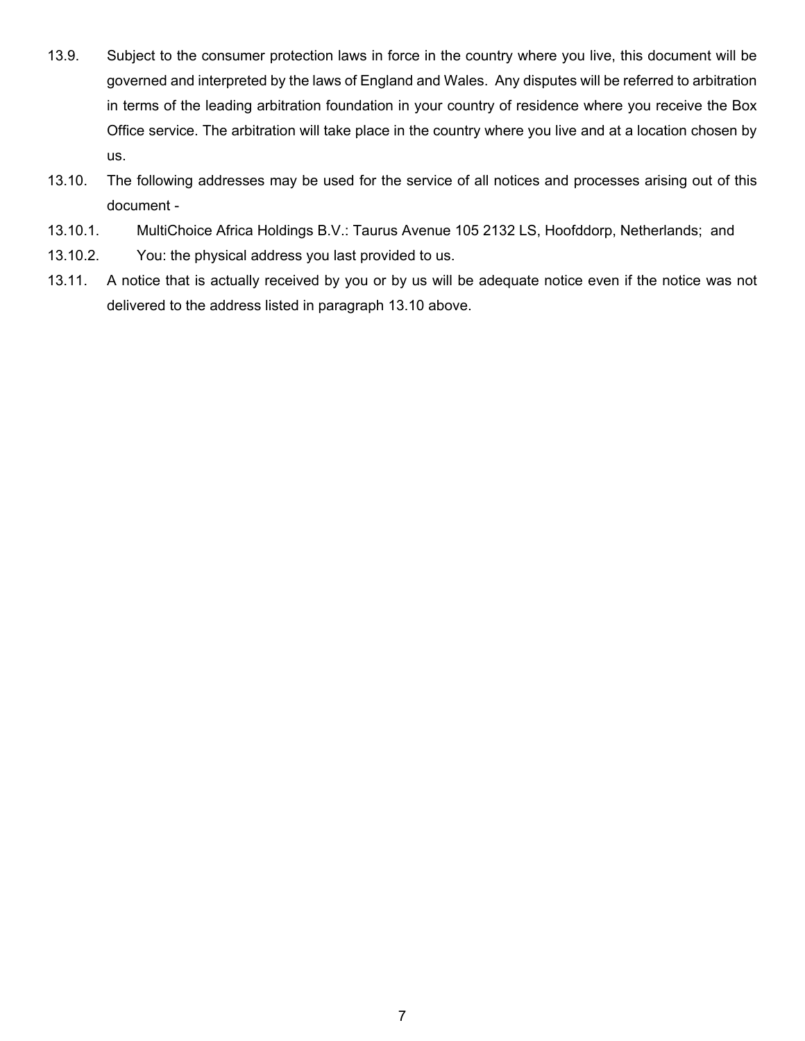13.9. Subject to the consumer protection laws in force in the country where you live, this document will be governed and interpreted by the laws of England and Wales. Any disputes will be referred to arbitration in terms of the leading arbitration foundation in your country of residence where you receive the Box Office service. The arbitration will take place in the country where you live and at a location chosen by us.

13.10. The following addresses may be used for the service of all notices and processes arising out of this document -

13.10.1. MultiChoice Africa Holdings B.V.: Taurus Avenue 105 2132 LS, Hoofddorp, Netherlands; and

13.10.2. You: the physical address you last provided to us.

13.11. A notice that is actually received by you or by us will be adequate notice even if the notice was not delivered to the address listed in paragraph 13.10 above.